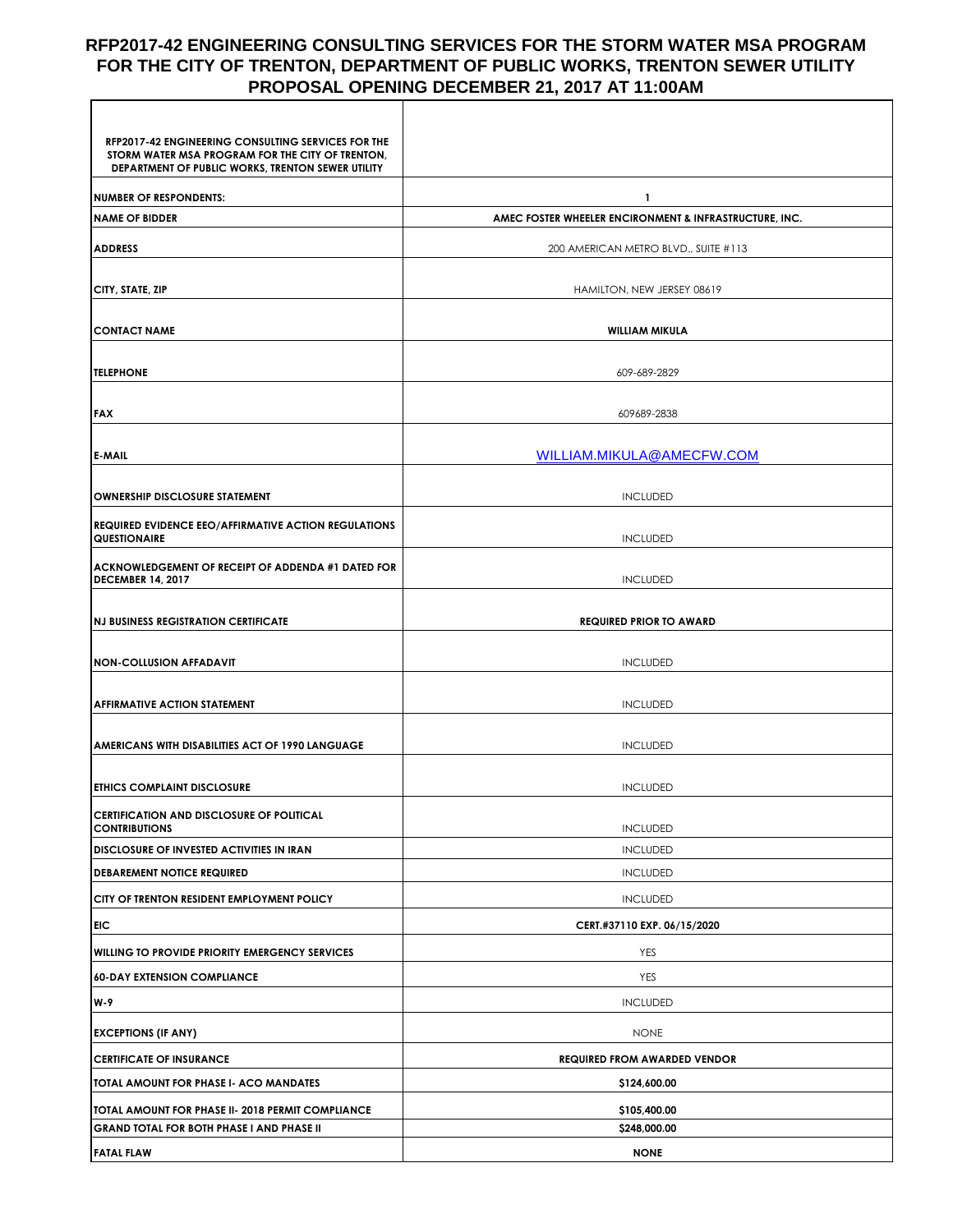# RFP2017-42 ENGINEERING CONSULTING SERVICES FOR THE STORM WATER MSA PROGRAM FOR THE CITY OF TRENTON, DEPARTMENT OF PUBLIC WORKS, TRENTON SEWER UTILITY PROPOSAL OPENING DECEMBER 21, 2017 AT 11:00AM

| RFP2017-42 ENGINEERING CONSULTING SERVICES FOR THE STORM WATER MSA PROGRAM FOR THE CITY OF TRENTON, DEPARTMENT OF PUBLIC WORKS, TRENTON SEWER UTILITY | |
|---|---|
| **NUMBER OF RESPONDENTS:** | 1 |
| **NAME OF BIDDER** | **AMEC FOSTER WHEELER ENCIRONMENT & INFRASTRUCTURE, INC.** |
| **ADDRESS** | 200 AMERICAN METRO BLVD., SUITE #113 |
| **CITY, STATE, ZIP** | HAMILTON, NEW JERSEY 08619 |
| **CONTACT NAME** | **WILLIAM MIKULA** |
| **TELEPHONE** | 609-689-2829 |
| **FAX** | 609689-2838 |
| **E-MAIL** | WILLIAM.MIKULA@AMECFW.COM |
| **OWNERSHIP DISCLOSURE STATEMENT** | INCLUDED |
| **REQUIRED EVIDENCE EEO/AFFIRMATIVE ACTION REGULATIONS QUESTIONAIRE** | INCLUDED |
| **ACKNOWLEDGEMENT OF RECEIPT OF ADDENDA #1 DATED FOR DECEMBER 14, 2017** | INCLUDED |
| **NJ BUSINESS REGISTRATION CERTIFICATE** | **REQUIRED PRIOR TO AWARD** |
| **NON-COLLUSION AFFADAVIT** | INCLUDED |
| **AFFIRMATIVE ACTION STATEMENT** | INCLUDED |
| **AMERICANS WITH DISABILITIES ACT OF 1990 LANGUAGE** | INCLUDED |
| **ETHICS COMPLAINT DISCLOSURE** | INCLUDED |
| **CERTIFICATION AND DISCLOSURE OF POLITICAL CONTRIBUTIONS** | INCLUDED |
| **DISCLOSURE OF INVESTED ACTIVITIES IN IRAN** | INCLUDED |
| **DEBAREMENT NOTICE REQUIRED** | INCLUDED |
| **CITY OF TRENTON RESIDENT EMPLOYMENT POLICY** | INCLUDED |
| **EIC** | **CERT.#37110 EXP. 06/15/2020** |
| **WILLING TO PROVIDE PRIORITY EMERGENCY SERVICES** | YES |
| **60-DAY EXTENSION COMPLIANCE** | YES |
| **W-9** | INCLUDED |
| **EXCEPTIONS (IF ANY)** | NONE |
| **CERTIFICATE OF INSURANCE** | **REQUIRED FROM AWARDED VENDOR** |
| **TOTAL AMOUNT FOR PHASE I- ACO MANDATES** | **$124,600.00** |
| **TOTAL AMOUNT FOR PHASE II- 2018 PERMIT COMPLIANCE** | **$105,400.00** |
| **GRAND TOTAL FOR BOTH PHASE I AND PHASE II** | **$248,000.00** |
| **FATAL FLAW** | **NONE** |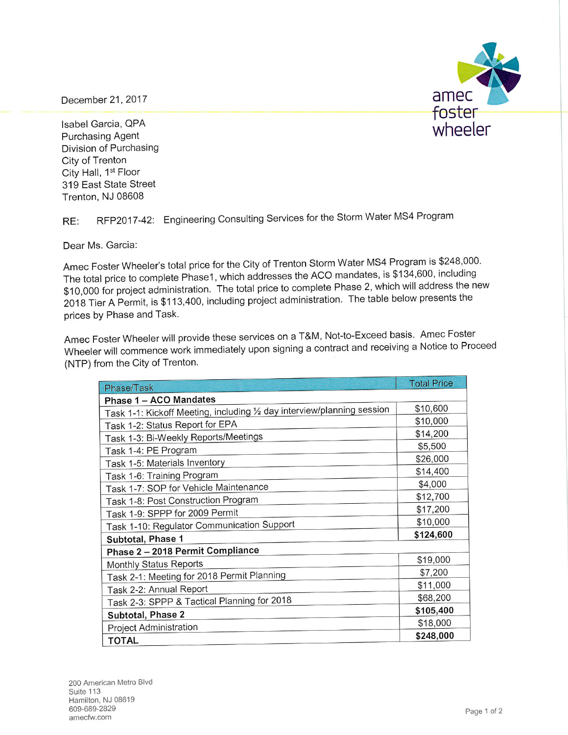December 21, 2017

Isabel Garcia, QPA
Purchasing Agent
Division of Purchasing
City of Trenton
City Hall, 1st Floor
319 East State Street
Trenton, NJ 08608

RE: RFP2017-42: Engineering Consulting Services for the Storm Water MS4 Program

Dear Ms. Garcia:

Amec Foster Wheeler's total price for the City of Trenton Storm Water MS4 Program is $248,000. The total price to complete Phase1, which addresses the ACO mandates, is $134,600, including $10,000 for project administration. The total price to complete Phase 2, which will address the new 2018 Tier A Permit, is $113,400, including project administration. The table below presents the prices by Phase and Task.

Amec Foster Wheeler will provide these services on a T&M, Not-to-Exceed basis. Amec Foster Wheeler will commence work immediately upon signing a contract and receiving a Notice to Proceed (NTP) from the City of Trenton.

| Phase/Task | Total Price |
|---|---|
| **Phase 1 – ACO Mandates** | |
| Task 1-1: Kickoff Meeting, including ½ day interview/planning session | $10,600 |
| Task 1-2: Status Report for EPA | $10,000 |
| Task 1-3: Bi-Weekly Reports/Meetings | $14,200 |
| Task 1-4: PE Program | $5,500 |
| Task 1-5: Materials Inventory | $26,000 |
| Task 1-6: Training Program | $14,400 |
| Task 1-7: SOP for Vehicle Maintenance | $4,000 |
| Task 1-8: Post Construction Program | $12,700 |
| Task 1-9: SPPP for 2009 Permit | $17,200 |
| Task 1-10: Regulator Communication Support | $10,000 |
| **Subtotal, Phase 1** | **$124,600** |
| **Phase 2 – 2018 Permit Compliance** | |
| Monthly Status Reports | $19,000 |
| Task 2-1: Meeting for 2018 Permit Planning | $7,200 |
| Task 2-2: Annual Report | $11,000 |
| Task 2-3: SPPP & Tactical Planning for 2018 | $68,200 |
| **Subtotal, Phase 2** | **$105,400** |
| Project Administration | $18,000 |
| **TOTAL** | **$248,000** |

200 American Metro Blvd
Suite 113
Hamilton, NJ 08619
609-689-2829
amecfw.com